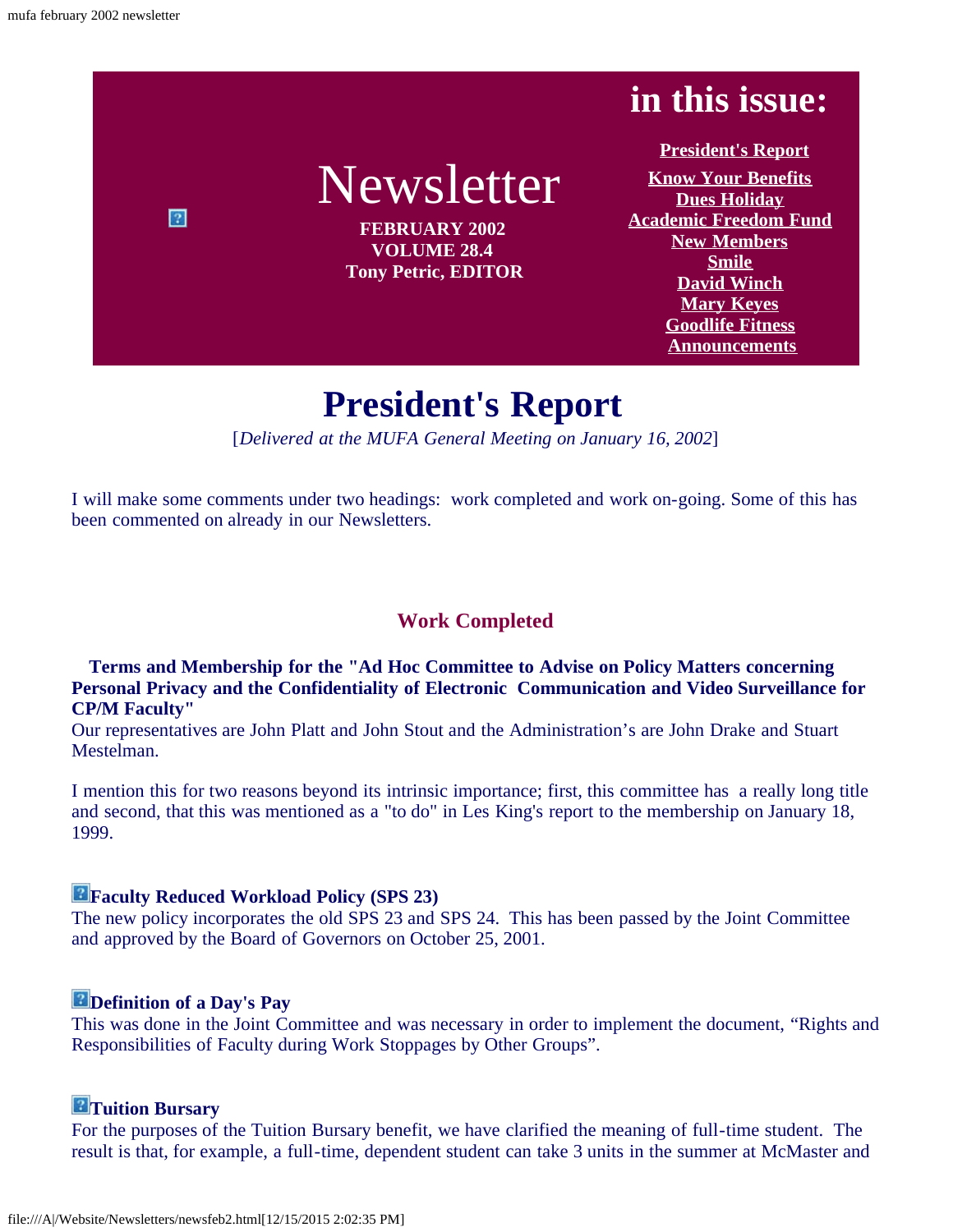# Newsletter

**FEBRUARY 2002**
**VOLUME 28.4**
**Tony Petric, EDITOR**

## in this issue:

- President's Report
- Know Your Benefits
- Dues Holiday
- Academic Freedom Fund
- New Members
- Smile
- David Winch
- Mary Keyes
- Goodlife Fitness
- Announcements

# President's Report

[*Delivered at the MUFA General Meeting on January 16, 2002*]

I will make some comments under two headings: work completed and work on-going. Some of this has been commented on already in our Newsletters.

## Work Completed

**Terms and Membership for the "Ad Hoc Committee to Advise on Policy Matters concerning Personal Privacy and the Confidentiality of Electronic Communication and Video Surveillance for CP/M Faculty"**

Our representatives are John Platt and John Stout and the Administration's are John Drake and Stuart Mestelman.

I mention this for two reasons beyond its intrinsic importance; first, this committee has a really long title and second, that this was mentioned as a "to do" in Les King's report to the membership on January 18, 1999.

**Faculty Reduced Workload Policy (SPS 23)**

The new policy incorporates the old SPS 23 and SPS 24. This has been passed by the Joint Committee and approved by the Board of Governors on October 25, 2001.

**Definition of a Day's Pay**

This was done in the Joint Committee and was necessary in order to implement the document, "Rights and Responsibilities of Faculty during Work Stoppages by Other Groups".

**Tuition Bursary**

For the purposes of the Tuition Bursary benefit, we have clarified the meaning of full-time student. The result is that, for example, a full-time, dependent student can take 3 units in the summer at McMaster and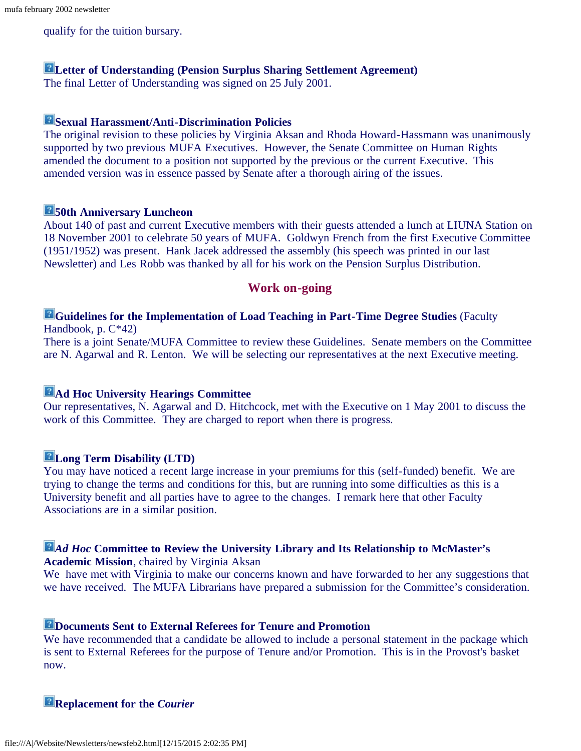qualify for the tuition bursary.

**Letter of Understanding (Pension Surplus Sharing Settlement Agreement)**
The final Letter of Understanding was signed on 25 July 2001.

**Sexual Harassment/Anti-Discrimination Policies**
The original revision to these policies by Virginia Aksan and Rhoda Howard-Hassmann was unanimously supported by two previous MUFA Executives. However, the Senate Committee on Human Rights amended the document to a position not supported by the previous or the current Executive. This amended version was in essence passed by Senate after a thorough airing of the issues.

**50th Anniversary Luncheon**
About 140 of past and current Executive members with their guests attended a lunch at LIUNA Station on 18 November 2001 to celebrate 50 years of MUFA. Goldwyn French from the first Executive Committee (1951/1952) was present. Hank Jacek addressed the assembly (his speech was printed in our last Newsletter) and Les Robb was thanked by all for his work on the Pension Surplus Distribution.

## Work on-going

**Guidelines for the Implementation of Load Teaching in Part-Time Degree Studies** (Faculty Handbook, p. C*42)
There is a joint Senate/MUFA Committee to review these Guidelines. Senate members on the Committee are N. Agarwal and R. Lenton. We will be selecting our representatives at the next Executive meeting.

**Ad Hoc University Hearings Committee**
Our representatives, N. Agarwal and D. Hitchcock, met with the Executive on 1 May 2001 to discuss the work of this Committee. They are charged to report when there is progress.

**Long Term Disability (LTD)**
You may have noticed a recent large increase in your premiums for this (self-funded) benefit. We are trying to change the terms and conditions for this, but are running into some difficulties as this is a University benefit and all parties have to agree to the changes. I remark here that other Faculty Associations are in a similar position.

***Ad Hoc* Committee to Review the University Library and Its Relationship to McMaster's Academic Mission**, chaired by Virginia Aksan
We have met with Virginia to make our concerns known and have forwarded to her any suggestions that we have received. The MUFA Librarians have prepared a submission for the Committee's consideration.

**Documents Sent to External Referees for Tenure and Promotion**
We have recommended that a candidate be allowed to include a personal statement in the package which is sent to External Referees for the purpose of Tenure and/or Promotion. This is in the Provost's basket now.

**Replacement for the *Courier***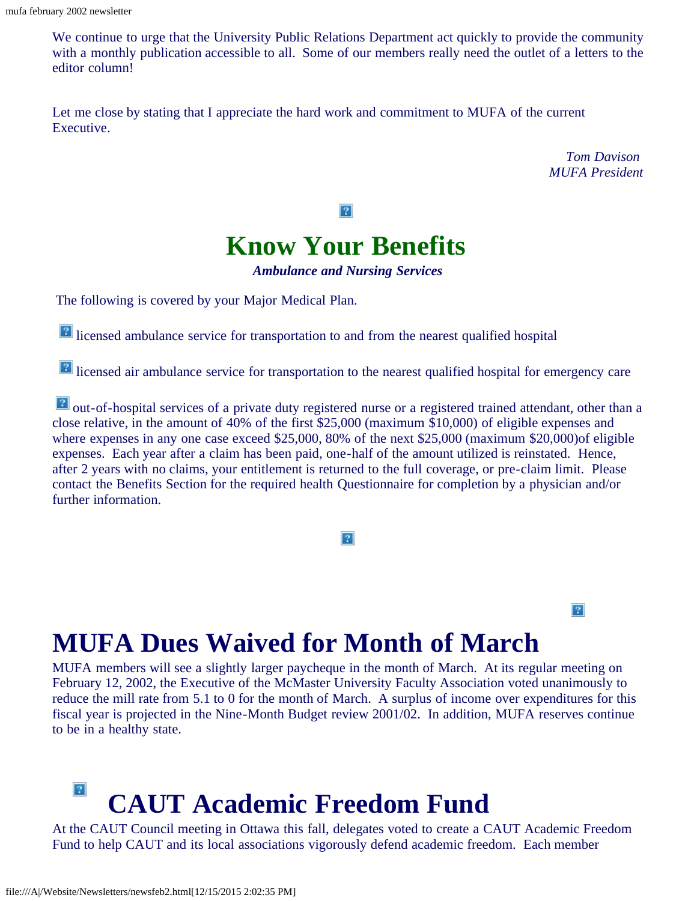We continue to urge that the University Public Relations Department act quickly to provide the community with a monthly publication accessible to all. Some of our members really need the outlet of a letters to the editor column!

Let me close by stating that I appreciate the hard work and commitment to MUFA of the current Executive.

*Tom Davison*
*MUFA President*

# Know Your Benefits

***Ambulance and Nursing Services***

The following is covered by your Major Medical Plan.

- licensed ambulance service for transportation to and from the nearest qualified hospital
- licensed air ambulance service for transportation to the nearest qualified hospital for emergency care
- out-of-hospital services of a private duty registered nurse or a registered trained attendant, other than a close relative, in the amount of 40% of the first $25,000 (maximum $10,000) of eligible expenses and where expenses in any one case exceed $25,000, 80% of the next $25,000 (maximum $20,000)of eligible expenses. Each year after a claim has been paid, one-half of the amount utilized is reinstated. Hence, after 2 years with no claims, your entitlement is returned to the full coverage, or pre-claim limit. Please contact the Benefits Section for the required health Questionnaire for completion by a physician and/or further information.

# MUFA Dues Waived for Month of March

MUFA members will see a slightly larger paycheque in the month of March. At its regular meeting on February 12, 2002, the Executive of the McMaster University Faculty Association voted unanimously to reduce the mill rate from 5.1 to 0 for the month of March. A surplus of income over expenditures for this fiscal year is projected in the Nine-Month Budget review 2001/02. In addition, MUFA reserves continue to be in a healthy state.

# CAUT Academic Freedom Fund

At the CAUT Council meeting in Ottawa this fall, delegates voted to create a CAUT Academic Freedom Fund to help CAUT and its local associations vigorously defend academic freedom. Each member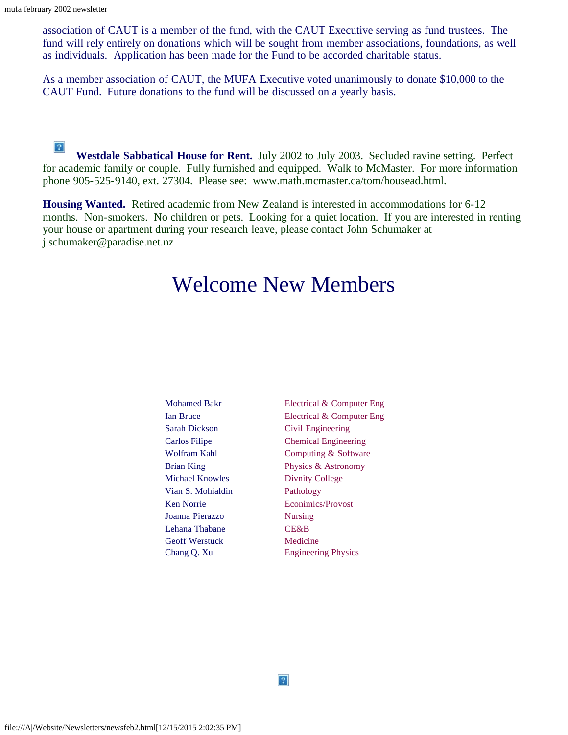association of CAUT is a member of the fund, with the CAUT Executive serving as fund trustees. The fund will rely entirely on donations which will be sought from member associations, foundations, as well as individuals. Application has been made for the Fund to be accorded charitable status.

As a member association of CAUT, the MUFA Executive voted unanimously to donate $10,000 to the CAUT Fund. Future donations to the fund will be discussed on a yearly basis.

**Westdale Sabbatical House for Rent.** July 2002 to July 2003. Secluded ravine setting. Perfect for academic family or couple. Fully furnished and equipped. Walk to McMaster. For more information phone 905-525-9140, ext. 27304. Please see: www.math.mcmaster.ca/tom/housead.html.

**Housing Wanted.** Retired academic from New Zealand is interested in accommodations for 6-12 months. Non-smokers. No children or pets. Looking for a quiet location. If you are interested in renting your house or apartment during your research leave, please contact John Schumaker at j.schumaker@paradise.net.nz

# Welcome New Members

| | |
|---|---|
| Mohamed Bakr | Electrical & Computer Eng |
| Ian Bruce | Electrical & Computer Eng |
| Sarah Dickson | Civil Engineering |
| Carlos Filipe | Chemical Engineering |
| Wolfram Kahl | Computing & Software |
| Brian King | Physics & Astronomy |
| Michael Knowles | Divnity College |
| Vian S. Mohialdin | Pathology |
| Ken Norrie | Econimics/Provost |
| Joanna Pierazzo | Nursing |
| Lehana Thabane | CE&B |
| Geoff Werstuck | Medicine |
| Chang Q. Xu | Engineering Physics |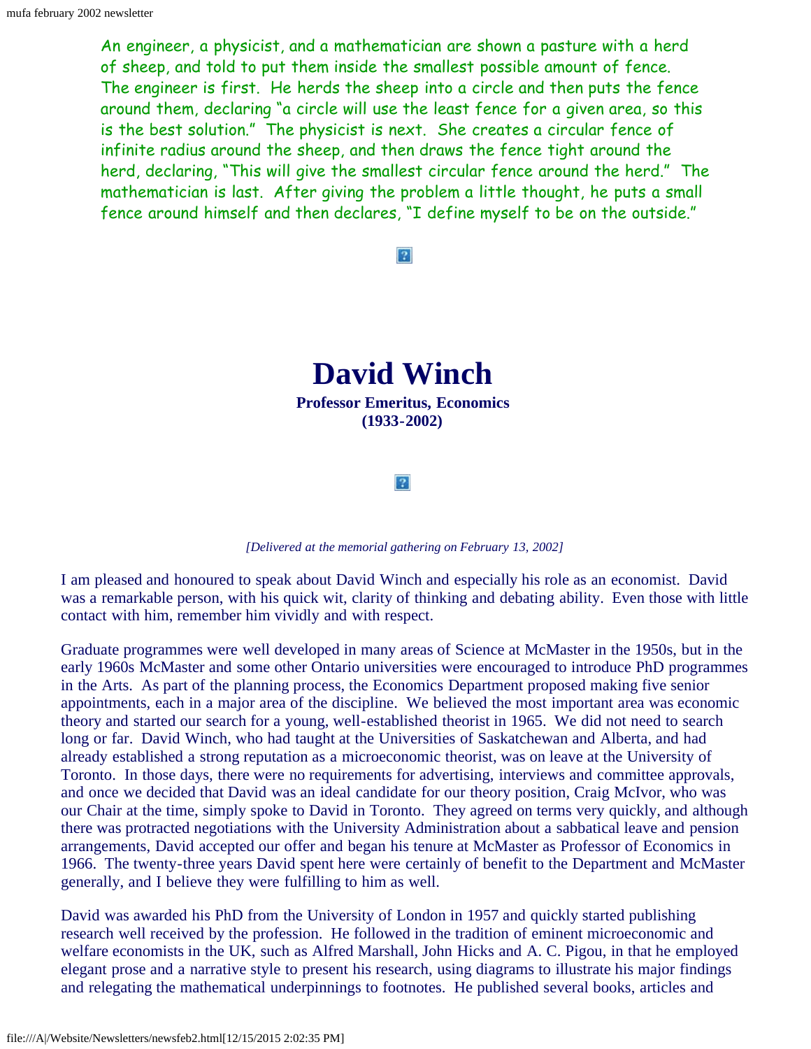An engineer, a physicist, and a mathematician are shown a pasture with a herd of sheep, and told to put them inside the smallest possible amount of fence. The engineer is first. He herds the sheep into a circle and then puts the fence around them, declaring "a circle will use the least fence for a given area, so this is the best solution." The physicist is next. She creates a circular fence of infinite radius around the sheep, and then draws the fence tight around the herd, declaring, "This will give the smallest circular fence around the herd." The mathematician is last. After giving the problem a little thought, he puts a small fence around himself and then declares, "I define myself to be on the outside."

# David Winch

**Professor Emeritus, Economics**
**(1933-2002)**

*[Delivered at the memorial gathering on February 13, 2002]*

I am pleased and honoured to speak about David Winch and especially his role as an economist. David was a remarkable person, with his quick wit, clarity of thinking and debating ability. Even those with little contact with him, remember him vividly and with respect.

Graduate programmes were well developed in many areas of Science at McMaster in the 1950s, but in the early 1960s McMaster and some other Ontario universities were encouraged to introduce PhD programmes in the Arts. As part of the planning process, the Economics Department proposed making five senior appointments, each in a major area of the discipline. We believed the most important area was economic theory and started our search for a young, well-established theorist in 1965. We did not need to search long or far. David Winch, who had taught at the Universities of Saskatchewan and Alberta, and had already established a strong reputation as a microeconomic theorist, was on leave at the University of Toronto. In those days, there were no requirements for advertising, interviews and committee approvals, and once we decided that David was an ideal candidate for our theory position, Craig McIvor, who was our Chair at the time, simply spoke to David in Toronto. They agreed on terms very quickly, and although there was protracted negotiations with the University Administration about a sabbatical leave and pension arrangements, David accepted our offer and began his tenure at McMaster as Professor of Economics in 1966. The twenty-three years David spent here were certainly of benefit to the Department and McMaster generally, and I believe they were fulfilling to him as well.

David was awarded his PhD from the University of London in 1957 and quickly started publishing research well received by the profession. He followed in the tradition of eminent microeconomic and welfare economists in the UK, such as Alfred Marshall, John Hicks and A. C. Pigou, in that he employed elegant prose and a narrative style to present his research, using diagrams to illustrate his major findings and relegating the mathematical underpinnings to footnotes. He published several books, articles and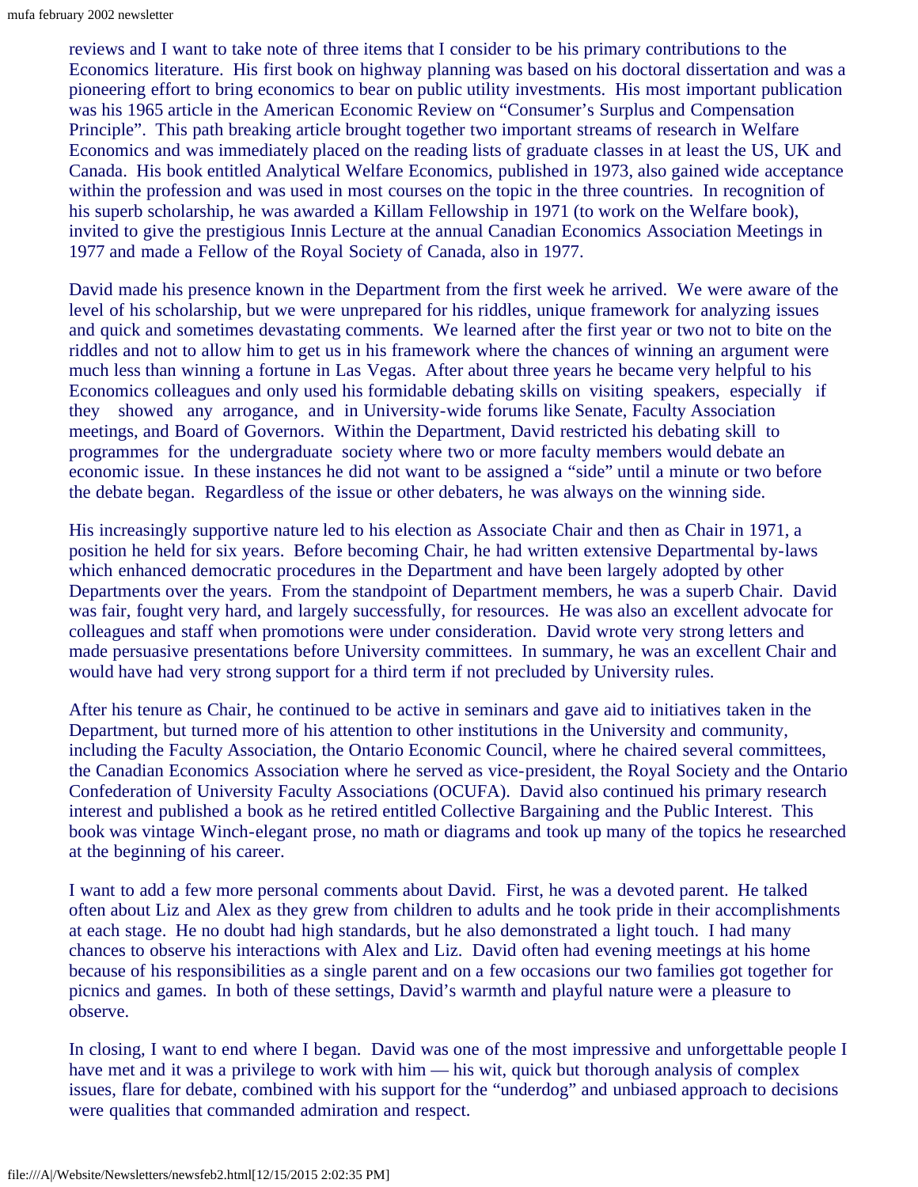reviews and I want to take note of three items that I consider to be his primary contributions to the Economics literature. His first book on highway planning was based on his doctoral dissertation and was a pioneering effort to bring economics to bear on public utility investments. His most important publication was his 1965 article in the American Economic Review on "Consumer's Surplus and Compensation Principle". This path breaking article brought together two important streams of research in Welfare Economics and was immediately placed on the reading lists of graduate classes in at least the US, UK and Canada. His book entitled Analytical Welfare Economics, published in 1973, also gained wide acceptance within the profession and was used in most courses on the topic in the three countries. In recognition of his superb scholarship, he was awarded a Killam Fellowship in 1971 (to work on the Welfare book), invited to give the prestigious Innis Lecture at the annual Canadian Economics Association Meetings in 1977 and made a Fellow of the Royal Society of Canada, also in 1977.

David made his presence known in the Department from the first week he arrived. We were aware of the level of his scholarship, but we were unprepared for his riddles, unique framework for analyzing issues and quick and sometimes devastating comments. We learned after the first year or two not to bite on the riddles and not to allow him to get us in his framework where the chances of winning an argument were much less than winning a fortune in Las Vegas. After about three years he became very helpful to his Economics colleagues and only used his formidable debating skills on visiting speakers, especially if they showed any arrogance, and in University-wide forums like Senate, Faculty Association meetings, and Board of Governors. Within the Department, David restricted his debating skill to programmes for the undergraduate society where two or more faculty members would debate an economic issue. In these instances he did not want to be assigned a "side" until a minute or two before the debate began. Regardless of the issue or other debaters, he was always on the winning side.

His increasingly supportive nature led to his election as Associate Chair and then as Chair in 1971, a position he held for six years. Before becoming Chair, he had written extensive Departmental by-laws which enhanced democratic procedures in the Department and have been largely adopted by other Departments over the years. From the standpoint of Department members, he was a superb Chair. David was fair, fought very hard, and largely successfully, for resources. He was also an excellent advocate for colleagues and staff when promotions were under consideration. David wrote very strong letters and made persuasive presentations before University committees. In summary, he was an excellent Chair and would have had very strong support for a third term if not precluded by University rules.

After his tenure as Chair, he continued to be active in seminars and gave aid to initiatives taken in the Department, but turned more of his attention to other institutions in the University and community, including the Faculty Association, the Ontario Economic Council, where he chaired several committees, the Canadian Economics Association where he served as vice-president, the Royal Society and the Ontario Confederation of University Faculty Associations (OCUFA). David also continued his primary research interest and published a book as he retired entitled Collective Bargaining and the Public Interest. This book was vintage Winch-elegant prose, no math or diagrams and took up many of the topics he researched at the beginning of his career.

I want to add a few more personal comments about David. First, he was a devoted parent. He talked often about Liz and Alex as they grew from children to adults and he took pride in their accomplishments at each stage. He no doubt had high standards, but he also demonstrated a light touch. I had many chances to observe his interactions with Alex and Liz. David often had evening meetings at his home because of his responsibilities as a single parent and on a few occasions our two families got together for picnics and games. In both of these settings, David's warmth and playful nature were a pleasure to observe.

In closing, I want to end where I began. David was one of the most impressive and unforgettable people I have met and it was a privilege to work with him — his wit, quick but thorough analysis of complex issues, flare for debate, combined with his support for the "underdog" and unbiased approach to decisions were qualities that commanded admiration and respect.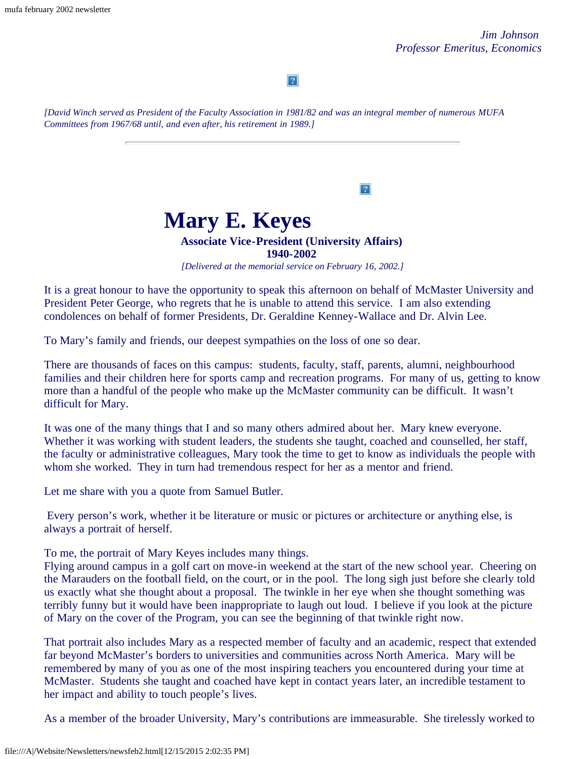*Jim Johnson*
*Professor Emeritus, Economics*

*[David Winch served as President of the Faculty Association in 1981/82 and was an integral member of numerous MUFA Committees from 1967/68 until, and even after, his retirement in 1989.]*

---

# Mary E. Keyes

**Associate Vice-President (University Affairs)**
**1940-2002**

*[Delivered at the memorial service on February 16, 2002.]*

It is a great honour to have the opportunity to speak this afternoon on behalf of McMaster University and President Peter George, who regrets that he is unable to attend this service. I am also extending condolences on behalf of former Presidents, Dr. Geraldine Kenney-Wallace and Dr. Alvin Lee.

To Mary's family and friends, our deepest sympathies on the loss of one so dear.

There are thousands of faces on this campus: students, faculty, staff, parents, alumni, neighbourhood families and their children here for sports camp and recreation programs. For many of us, getting to know more than a handful of the people who make up the McMaster community can be difficult. It wasn't difficult for Mary.

It was one of the many things that I and so many others admired about her. Mary knew everyone. Whether it was working with student leaders, the students she taught, coached and counselled, her staff, the faculty or administrative colleagues, Mary took the time to get to know as individuals the people with whom she worked. They in turn had tremendous respect for her as a mentor and friend.

Let me share with you a quote from Samuel Butler.

Every person's work, whether it be literature or music or pictures or architecture or anything else, is always a portrait of herself.

To me, the portrait of Mary Keyes includes many things.
Flying around campus in a golf cart on move-in weekend at the start of the new school year. Cheering on the Marauders on the football field, on the court, or in the pool. The long sigh just before she clearly told us exactly what she thought about a proposal. The twinkle in her eye when she thought something was terribly funny but it would have been inappropriate to laugh out loud. I believe if you look at the picture of Mary on the cover of the Program, you can see the beginning of that twinkle right now.

That portrait also includes Mary as a respected member of faculty and an academic, respect that extended far beyond McMaster's borders to universities and communities across North America. Mary will be remembered by many of you as one of the most inspiring teachers you encountered during your time at McMaster. Students she taught and coached have kept in contact years later, an incredible testament to her impact and ability to touch people's lives.

As a member of the broader University, Mary's contributions are immeasurable. She tirelessly worked to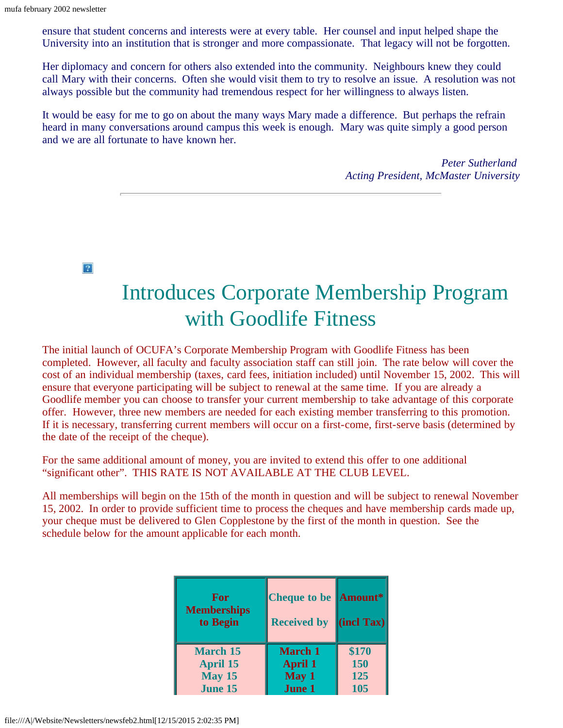ensure that student concerns and interests were at every table. Her counsel and input helped shape the University into an institution that is stronger and more compassionate. That legacy will not be forgotten.

Her diplomacy and concern for others also extended into the community. Neighbours knew they could call Mary with their concerns. Often she would visit them to try to resolve an issue. A resolution was not always possible but the community had tremendous respect for her willingness to always listen.

It would be easy for me to go on about the many ways Mary made a difference. But perhaps the refrain heard in many conversations around campus this week is enough. Mary was quite simply a good person and we are all fortunate to have known her.

*Peter Sutherland*
*Acting President, McMaster University*

---

# Introduces Corporate Membership Program with Goodlife Fitness

The initial launch of OCUFA's Corporate Membership Program with Goodlife Fitness has been completed. However, all faculty and faculty association staff can still join. The rate below will cover the cost of an individual membership (taxes, card fees, initiation included) until November 15, 2002. This will ensure that everyone participating will be subject to renewal at the same time. If you are already a Goodlife member you can choose to transfer your current membership to take advantage of this corporate offer. However, three new members are needed for each existing member transferring to this promotion. If it is necessary, transferring current members will occur on a first-come, first-serve basis (determined by the date of the receipt of the cheque).

For the same additional amount of money, you are invited to extend this offer to one additional "significant other". THIS RATE IS NOT AVAILABLE AT THE CLUB LEVEL.

All memberships will begin on the 15th of the month in question and will be subject to renewal November 15, 2002. In order to provide sufficient time to process the cheques and have membership cards made up, your cheque must be delivered to Glen Copplestone by the first of the month in question. See the schedule below for the amount applicable for each month.

| For Memberships to Begin | Cheque to be Received by | Amount* (incl Tax) |
|---|---|---|
| March 15 | March 1 | $170 |
| April 15 | April 1 | 150 |
| May 15 | May 1 | 125 |
| June 15 | June 1 | 105 |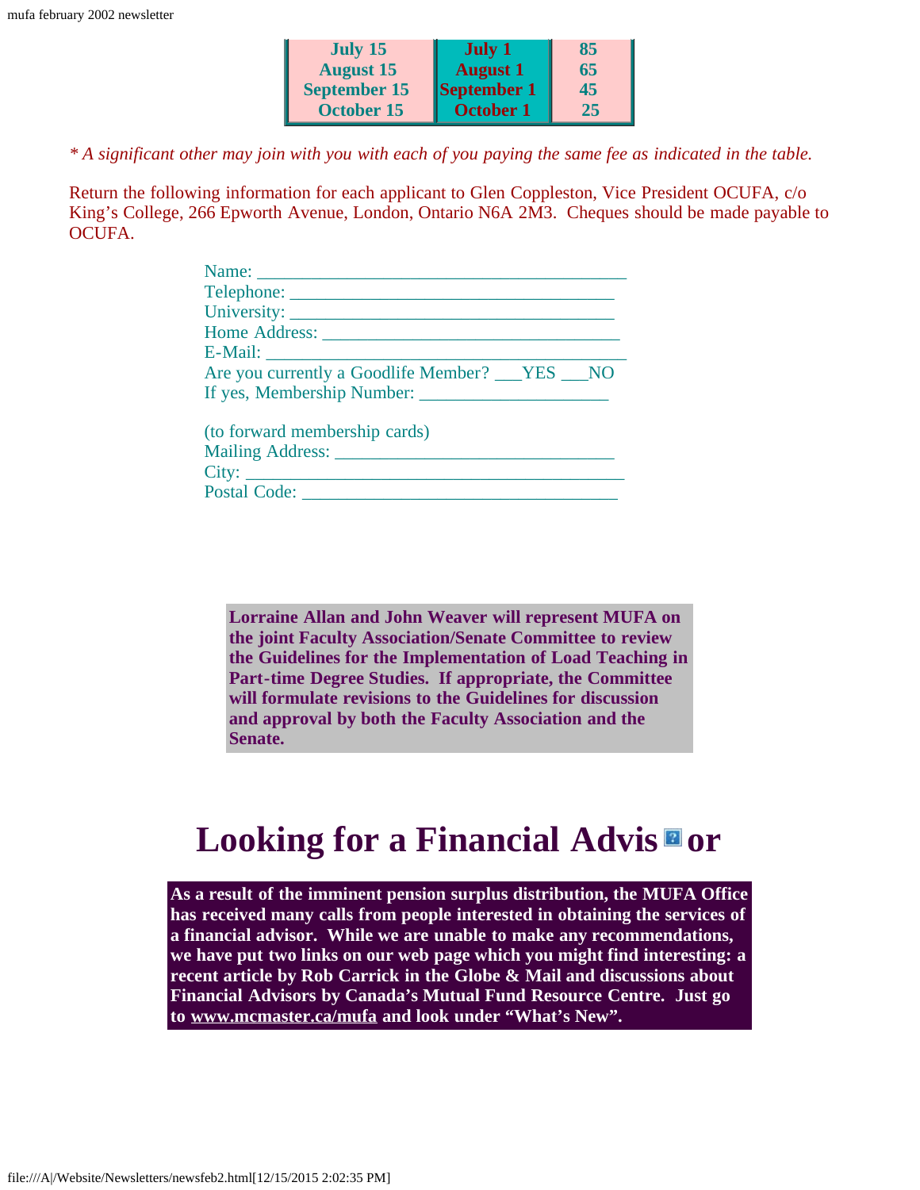| | | |
|---|---|---|
| July 15 | July 1 | 85 |
| August 15 | August 1 | 65 |
| September 15 | September 1 | 45 |
| October 15 | October 1 | 25 |

*\* A significant other may join with you with each of you paying the same fee as indicated in the table.*

Return the following information for each applicant to Glen Coppleston, Vice President OCUFA, c/o King's College, 266 Epworth Avenue, London, Ontario N6A 2M3. Cheques should be made payable to OCUFA.

Name: ________________________________________
Telephone: ____________________________________
University: ____________________________________
Home Address: _________________________________
E-Mail: _______________________________________
Are you currently a Goodlife Member? ___YES ___NO
If yes, Membership Number: _____________________

(to forward membership cards)
Mailing Address: ______________________________
City: _________________________________________
Postal Code: __________________________________

**Lorraine Allan and John Weaver will represent MUFA on the joint Faculty Association/Senate Committee to review the Guidelines for the Implementation of Load Teaching in Part-time Degree Studies. If appropriate, the Committee will formulate revisions to the Guidelines for discussion and approval by both the Faculty Association and the Senate.**

# Looking for a Financial Advisor

**As a result of the imminent pension surplus distribution, the MUFA Office has received many calls from people interested in obtaining the services of a financial advisor. While we are unable to make any recommendations, we have put two links on our web page which you might find interesting: a recent article by Rob Carrick in the Globe & Mail and discussions about Financial Advisors by Canada's Mutual Fund Resource Centre. Just go to www.mcmaster.ca/mufa and look under "What's New".**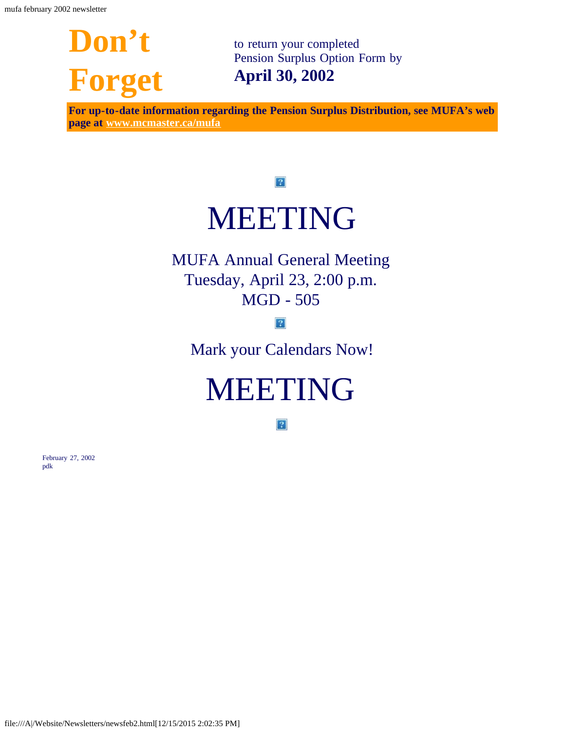# Don't Forget

to return your completed Pension Surplus Option Form by

**April 30, 2002**

**For up-to-date information regarding the Pension Surplus Distribution, see MUFA's web page at [www.mcmaster.ca/mufa](www.mcmaster.ca/mufa)**

# MEETING

MUFA Annual General Meeting
Tuesday, April 23, 2:00 p.m.
MGD - 505

Mark your Calendars Now!

# MEETING

February 27, 2002
pdk